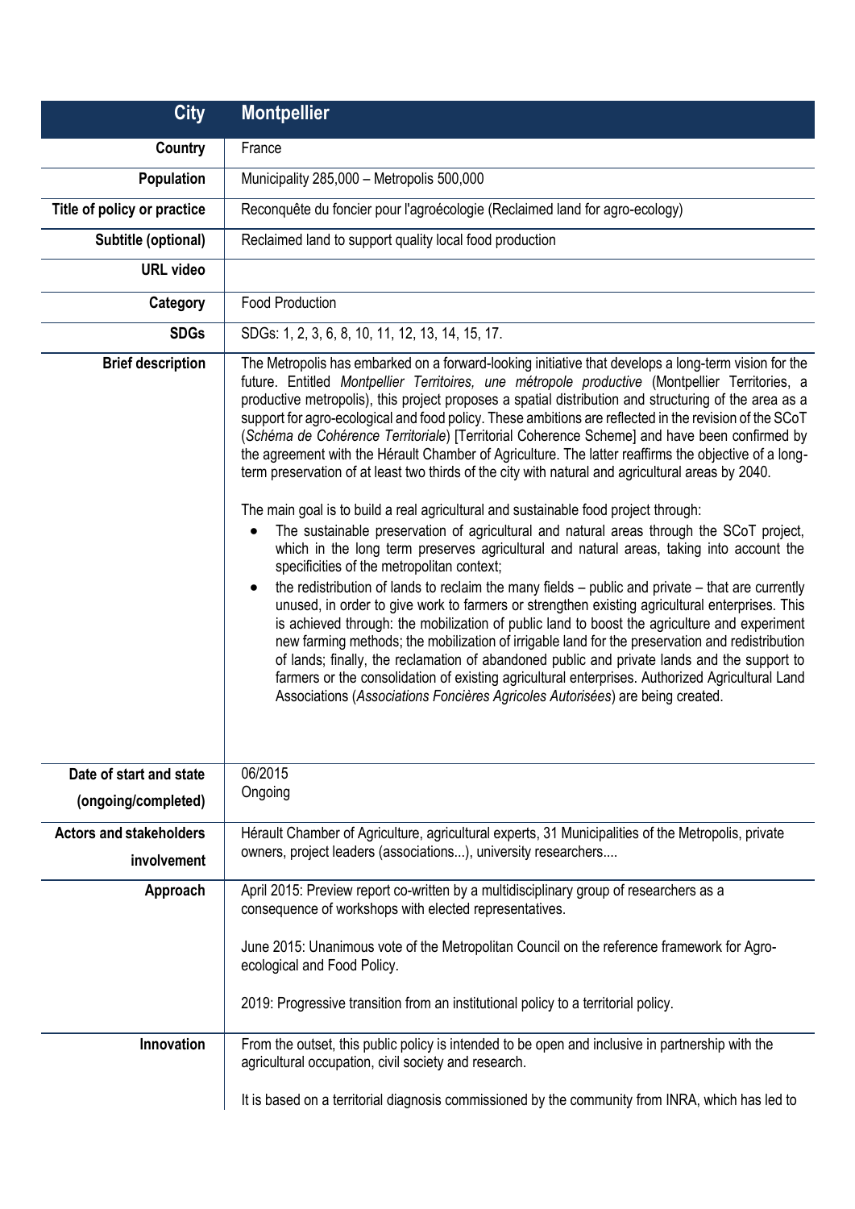| City | Montpellier |
|---|---|
| Country | France |
| Population | Municipality 285,000 – Metropolis 500,000 |
| Title of policy or practice | Reconquête du foncier pour l'agroécologie (Reclaimed land for agro-ecology) |
| Subtitle (optional) | Reclaimed land to support quality local food production |
| URL video | |
| Category | Food Production |
| SDGs | SDGs: 1, 2, 3, 6, 8, 10, 11, 12, 13, 14, 15, 17. |
| Brief description | The Metropolis has embarked on a forward-looking initiative that develops a long-term vision for the future. Entitled *Montpellier Territoires, une métropole productive* (Montpellier Territories, a productive metropolis), this project proposes a spatial distribution and structuring of the area as a support for agro-ecological and food policy. These ambitions are reflected in the revision of the SCoT (*Schéma de Cohérence Territoriale*) [Territorial Coherence Scheme] and have been confirmed by the agreement with the Hérault Chamber of Agriculture. The latter reaffirms the objective of a long-term preservation of at least two thirds of the city with natural and agricultural areas by 2040.<br><br>The main goal is to build a real agricultural and sustainable food project through:<br>• The sustainable preservation of agricultural and natural areas through the SCoT project, which in the long term preserves agricultural and natural areas, taking into account the specificities of the metropolitan context;<br>• the redistribution of lands to reclaim the many fields – public and private – that are currently unused, in order to give work to farmers or strengthen existing agricultural enterprises. This is achieved through: the mobilization of public land to boost the agriculture and experiment new farming methods; the mobilization of irrigable land for the preservation and redistribution of lands; finally, the reclamation of abandoned public and private lands and the support to farmers or the consolidation of existing agricultural enterprises. Authorized Agricultural Land Associations (*Associations Foncières Agricoles Autorisées*) are being created. |
| Date of start and state (ongoing/completed) | 06/2015<br>Ongoing |
| Actors and stakeholders involvement | Hérault Chamber of Agriculture, agricultural experts, 31 Municipalities of the Metropolis, private owners, project leaders (associations...), university researchers.... |
| Approach | April 2015: Preview report co-written by a multidisciplinary group of researchers as a consequence of workshops with elected representatives.<br><br>June 2015: Unanimous vote of the Metropolitan Council on the reference framework for Agro-ecological and Food Policy.<br><br>2019: Progressive transition from an institutional policy to a territorial policy. |
| Innovation | From the outset, this public policy is intended to be open and inclusive in partnership with the agricultural occupation, civil society and research.<br><br>It is based on a territorial diagnosis commissioned by the community from INRA, which has led to |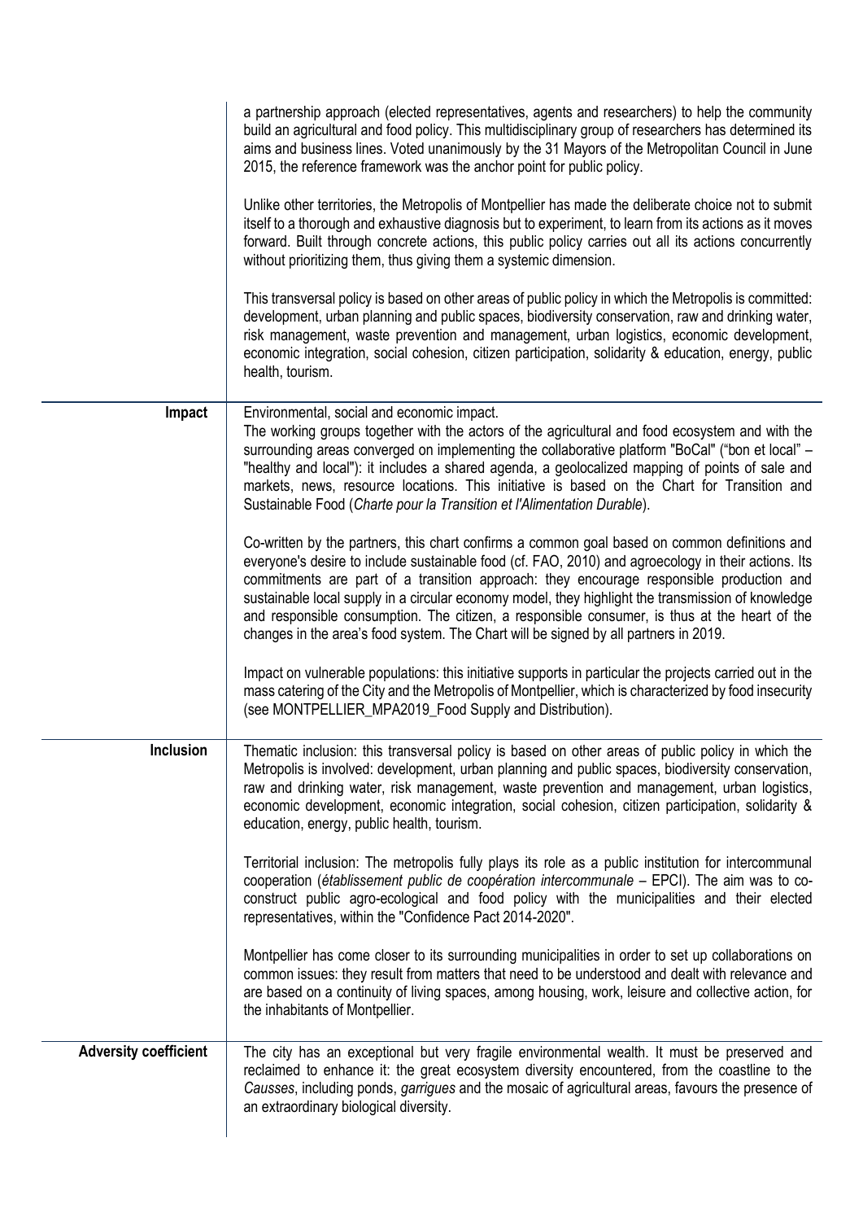| | |
|---|---|
| | a partnership approach (elected representatives, agents and researchers) to help the community build an agricultural and food policy. This multidisciplinary group of researchers has determined its aims and business lines. Voted unanimously by the 31 Mayors of the Metropolitan Council in June 2015, the reference framework was the anchor point for public policy.<br><br>Unlike other territories, the Metropolis of Montpellier has made the deliberate choice not to submit itself to a thorough and exhaustive diagnosis but to experiment, to learn from its actions as it moves forward. Built through concrete actions, this public policy carries out all its actions concurrently without prioritizing them, thus giving them a systemic dimension.<br><br>This transversal policy is based on other areas of public policy in which the Metropolis is committed: development, urban planning and public spaces, biodiversity conservation, raw and drinking water, risk management, waste prevention and management, urban logistics, economic development, economic integration, social cohesion, citizen participation, solidarity & education, energy, public health, tourism. |
| **Impact** | Environmental, social and economic impact.<br>The working groups together with the actors of the agricultural and food ecosystem and with the surrounding areas converged on implementing the collaborative platform "BoCal" ("bon et local" – "healthy and local"): it includes a shared agenda, a geolocalized mapping of points of sale and markets, news, resource locations. This initiative is based on the Chart for Transition and Sustainable Food (*Charte pour la Transition et l'Alimentation Durable*).<br><br>Co-written by the partners, this chart confirms a common goal based on common definitions and everyone's desire to include sustainable food (cf. FAO, 2010) and agroecology in their actions. Its commitments are part of a transition approach: they encourage responsible production and sustainable local supply in a circular economy model, they highlight the transmission of knowledge and responsible consumption. The citizen, a responsible consumer, is thus at the heart of the changes in the area's food system. The Chart will be signed by all partners in 2019.<br><br>Impact on vulnerable populations: this initiative supports in particular the projects carried out in the mass catering of the City and the Metropolis of Montpellier, which is characterized by food insecurity (see MONTPELLIER_MPA2019_Food Supply and Distribution). |
| **Inclusion** | Thematic inclusion: this transversal policy is based on other areas of public policy in which the Metropolis is involved: development, urban planning and public spaces, biodiversity conservation, raw and drinking water, risk management, waste prevention and management, urban logistics, economic development, economic integration, social cohesion, citizen participation, solidarity & education, energy, public health, tourism.<br><br>Territorial inclusion: The metropolis fully plays its role as a public institution for intercommunal cooperation (*établissement public de coopération intercommunale* – EPCI). The aim was to co-construct public agro-ecological and food policy with the municipalities and their elected representatives, within the "Confidence Pact 2014-2020".<br><br>Montpellier has come closer to its surrounding municipalities in order to set up collaborations on common issues: they result from matters that need to be understood and dealt with relevance and are based on a continuity of living spaces, among housing, work, leisure and collective action, for the inhabitants of Montpellier. |
| **Adversity coefficient** | The city has an exceptional but very fragile environmental wealth. It must be preserved and reclaimed to enhance it: the great ecosystem diversity encountered, from the coastline to the *Causses*, including ponds, *garrigues* and the mosaic of agricultural areas, favours the presence of an extraordinary biological diversity. |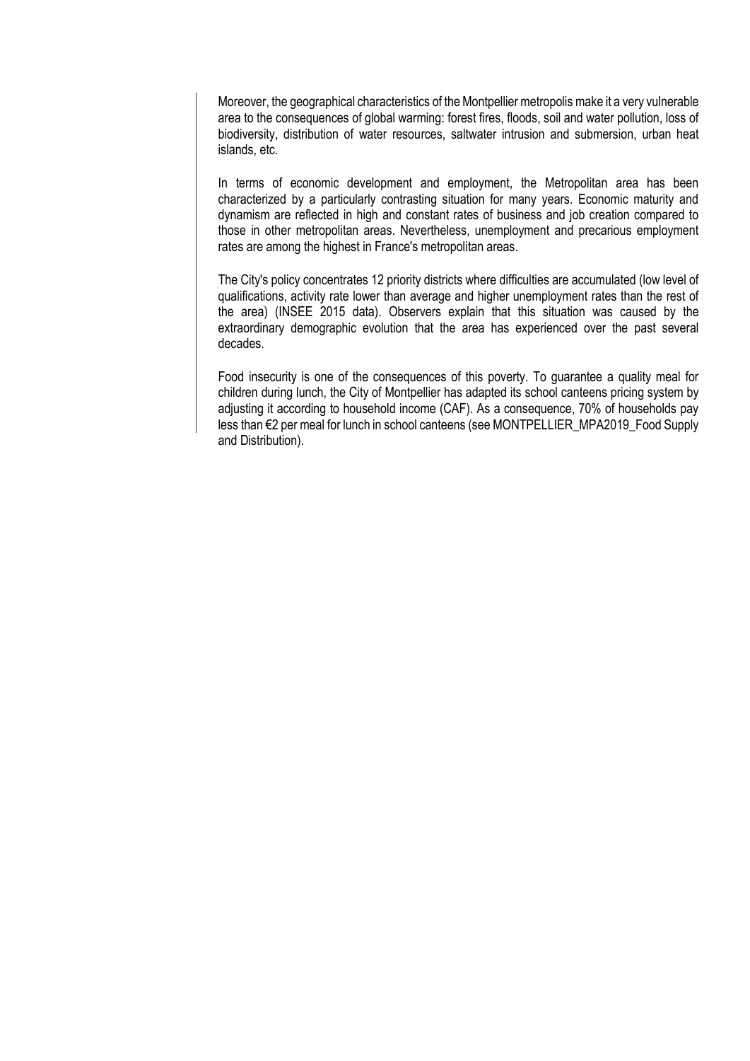Moreover, the geographical characteristics of the Montpellier metropolis make it a very vulnerable area to the consequences of global warming: forest fires, floods, soil and water pollution, loss of biodiversity, distribution of water resources, saltwater intrusion and submersion, urban heat islands, etc.

In terms of economic development and employment, the Metropolitan area has been characterized by a particularly contrasting situation for many years. Economic maturity and dynamism are reflected in high and constant rates of business and job creation compared to those in other metropolitan areas. Nevertheless, unemployment and precarious employment rates are among the highest in France's metropolitan areas.

The City's policy concentrates 12 priority districts where difficulties are accumulated (low level of qualifications, activity rate lower than average and higher unemployment rates than the rest of the area) (INSEE 2015 data). Observers explain that this situation was caused by the extraordinary demographic evolution that the area has experienced over the past several decades.

Food insecurity is one of the consequences of this poverty. To guarantee a quality meal for children during lunch, the City of Montpellier has adapted its school canteens pricing system by adjusting it according to household income (CAF). As a consequence, 70% of households pay less than €2 per meal for lunch in school canteens (see MONTPELLIER_MPA2019_Food Supply and Distribution).